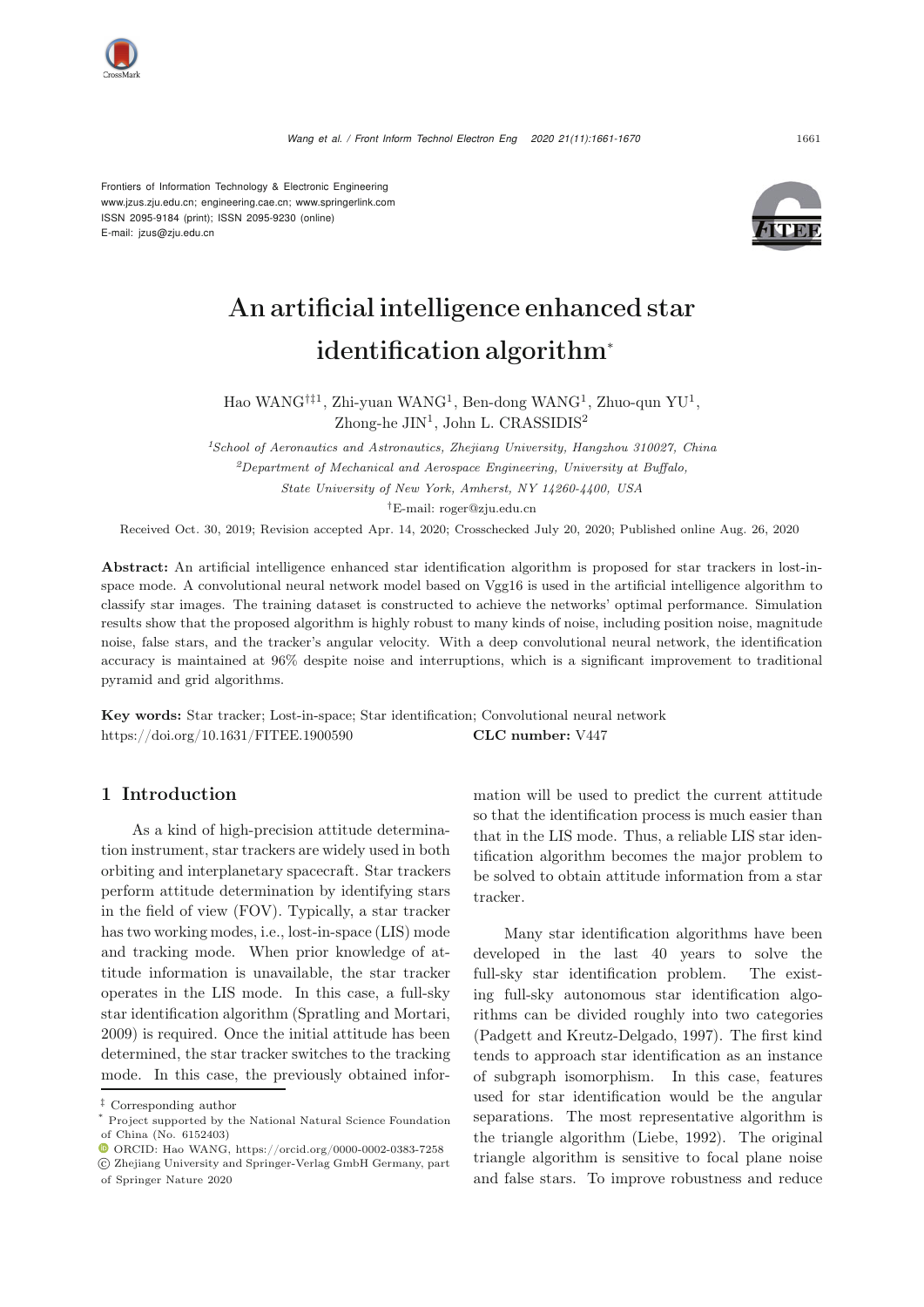Frontiers of Information Technology & Electronic Engineering
www.jzus.zju.edu.cn; engineering.cae.cn; www.springerlink.com
ISSN 2095-9184 (print); ISSN 2095-9230 (online)
E-mail: jzus@zju.edu.cn

# An artificial intelligence enhanced star identification algorithm*

Hao WANG[†‡1], Zhi-yuan WANG[1], Ben-dong WANG[1], Zhuo-qun YU[1], Zhong-he JIN[1], John L. CRASSIDIS[2]

[1] *School of Aeronautics and Astronautics, Zhejiang University, Hangzhou 310027, China*
[2] *Department of Mechanical and Aerospace Engineering, University at Buffalo, State University of New York, Amherst, NY 14260-4400, USA*
[†] E-mail: roger@zju.edu.cn

Received Oct. 30, 2019; Revision accepted Apr. 14, 2020; Crosschecked July 20, 2020; Published online Aug. 26, 2020

**Abstract:** An artificial intelligence enhanced star identification algorithm is proposed for star trackers in lost-in-space mode. A convolutional neural network model based on Vgg16 is used in the artificial intelligence algorithm to classify star images. The training dataset is constructed to achieve the networks' optimal performance. Simulation results show that the proposed algorithm is highly robust to many kinds of noise, including position noise, magnitude noise, false stars, and the tracker's angular velocity. With a deep convolutional neural network, the identification accuracy is maintained at 96% despite noise and interruptions, which is a significant improvement to traditional pyramid and grid algorithms.

**Key words:** Star tracker; Lost-in-space; Star identification; Convolutional neural network
https://doi.org/10.1631/FITEE.1900590 **CLC number:** V447

## 1 Introduction

As a kind of high-precision attitude determination instrument, star trackers are widely used in both orbiting and interplanetary spacecraft. Star trackers perform attitude determination by identifying stars in the field of view (FOV). Typically, a star tracker has two working modes, i.e., lost-in-space (LIS) mode and tracking mode. When prior knowledge of attitude information is unavailable, the star tracker operates in the LIS mode. In this case, a full-sky star identification algorithm (Spratling and Mortari, 2009) is required. Once the initial attitude has been determined, the star tracker switches to the tracking mode. In this case, the previously obtained information will be used to predict the current attitude so that the identification process is much easier than that in the LIS mode. Thus, a reliable LIS star identification algorithm becomes the major problem to be solved to obtain attitude information from a star tracker.

Many star identification algorithms have been developed in the last 40 years to solve the full-sky star identification problem. The existing full-sky autonomous star identification algorithms can be divided roughly into two categories (Padgett and Kreutz-Delgado, 1997). The first kind tends to approach star identification as an instance of subgraph isomorphism. In this case, features used for star identification would be the angular separations. The most representative algorithm is the triangle algorithm (Liebe, 1992). The original triangle algorithm is sensitive to focal plane noise and false stars. To improve robustness and reduce

---

‡ Corresponding author
\* Project supported by the National Natural Science Foundation of China (No. 6152403)
ORCID: Hao WANG, https://orcid.org/0000-0002-0383-7258
© Zhejiang University and Springer-Verlag GmbH Germany, part of Springer Nature 2020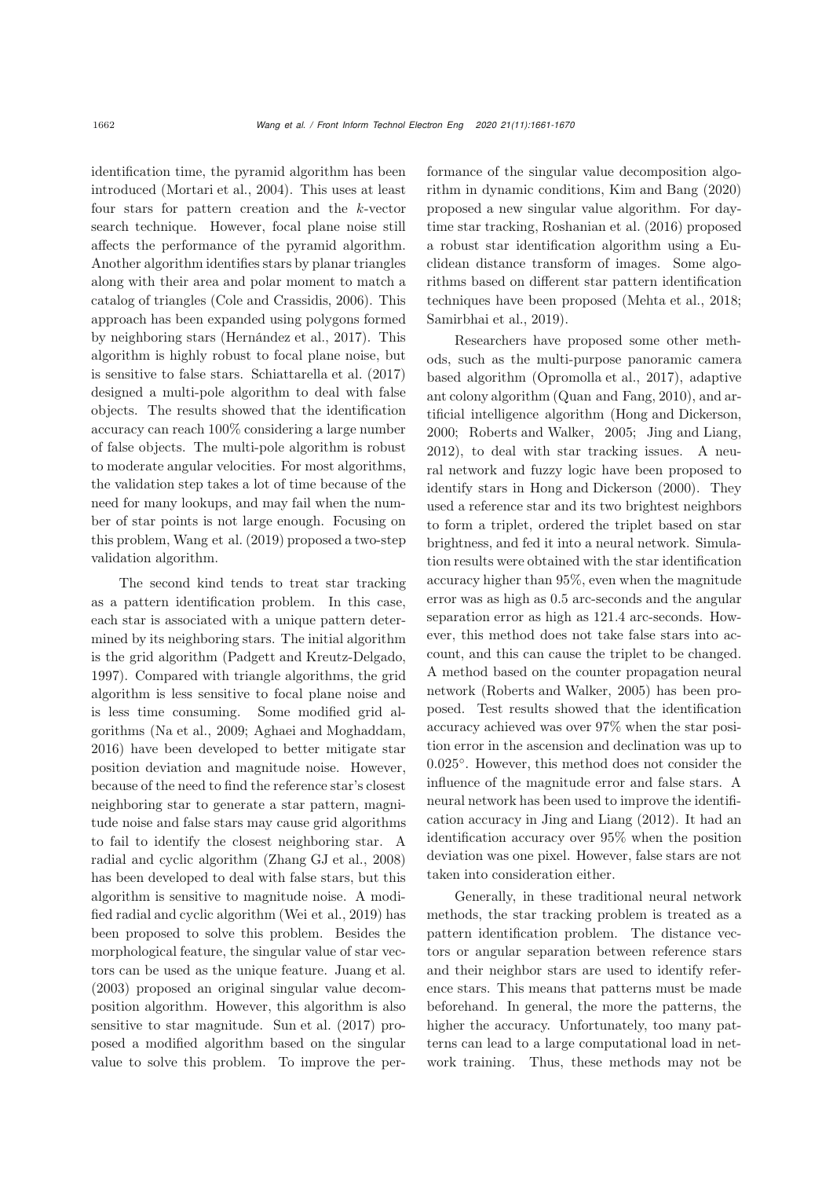identification time, the pyramid algorithm has been introduced (Mortari et al., 2004). This uses at least four stars for pattern creation and the $k$-vector search technique. However, focal plane noise still affects the performance of the pyramid algorithm. Another algorithm identifies stars by planar triangles along with their area and polar moment to match a catalog of triangles (Cole and Crassidis, 2006). This approach has been expanded using polygons formed by neighboring stars (Hernández et al., 2017). This algorithm is highly robust to focal plane noise, but is sensitive to false stars. Schiattarella et al. (2017) designed a multi-pole algorithm to deal with false objects. The results showed that the identification accuracy can reach 100% considering a large number of false objects. The multi-pole algorithm is robust to moderate angular velocities. For most algorithms, the validation step takes a lot of time because of the need for many lookups, and may fail when the number of star points is not large enough. Focusing on this problem, Wang et al. (2019) proposed a two-step validation algorithm.

The second kind tends to treat star tracking as a pattern identification problem. In this case, each star is associated with a unique pattern determined by its neighboring stars. The initial algorithm is the grid algorithm (Padgett and Kreutz-Delgado, 1997). Compared with triangle algorithms, the grid algorithm is less sensitive to focal plane noise and is less time consuming. Some modified grid algorithms (Na et al., 2009; Aghaei and Moghaddam, 2016) have been developed to better mitigate star position deviation and magnitude noise. However, because of the need to find the reference star's closest neighboring star to generate a star pattern, magnitude noise and false stars may cause grid algorithms to fail to identify the closest neighboring star. A radial and cyclic algorithm (Zhang GJ et al., 2008) has been developed to deal with false stars, but this algorithm is sensitive to magnitude noise. A modified radial and cyclic algorithm (Wei et al., 2019) has been proposed to solve this problem. Besides the morphological feature, the singular value of star vectors can be used as the unique feature. Juang et al. (2003) proposed an original singular value decomposition algorithm. However, this algorithm is also sensitive to star magnitude. Sun et al. (2017) proposed a modified algorithm based on the singular value to solve this problem. To improve the performance of the singular value decomposition algorithm in dynamic conditions, Kim and Bang (2020) proposed a new singular value algorithm. For daytime star tracking, Roshanian et al. (2016) proposed a robust star identification algorithm using a Euclidean distance transform of images. Some algorithms based on different star pattern identification techniques have been proposed (Mehta et al., 2018; Samirbhai et al., 2019).

Researchers have proposed some other methods, such as the multi-purpose panoramic camera based algorithm (Opromolla et al., 2017), adaptive ant colony algorithm (Quan and Fang, 2010), and artificial intelligence algorithm (Hong and Dickerson, 2000; Roberts and Walker, 2005; Jing and Liang, 2012), to deal with star tracking issues. A neural network and fuzzy logic have been proposed to identify stars in Hong and Dickerson (2000). They used a reference star and its two brightest neighbors to form a triplet, ordered the triplet based on star brightness, and fed it into a neural network. Simulation results were obtained with the star identification accuracy higher than 95%, even when the magnitude error was as high as 0.5 arc-seconds and the angular separation error as high as 121.4 arc-seconds. However, this method does not take false stars into account, and this can cause the triplet to be changed. A method based on the counter propagation neural network (Roberts and Walker, 2005) has been proposed. Test results showed that the identification accuracy achieved was over 97% when the star position error in the ascension and declination was up to $0.025°$. However, this method does not consider the influence of the magnitude error and false stars. A neural network has been used to improve the identification accuracy in Jing and Liang (2012). It had an identification accuracy over 95% when the position deviation was one pixel. However, false stars are not taken into consideration either.

Generally, in these traditional neural network methods, the star tracking problem is treated as a pattern identification problem. The distance vectors or angular separation between reference stars and their neighbor stars are used to identify reference stars. This means that patterns must be made beforehand. In general, the more the patterns, the higher the accuracy. Unfortunately, too many patterns can lead to a large computational load in network training. Thus, these methods may not be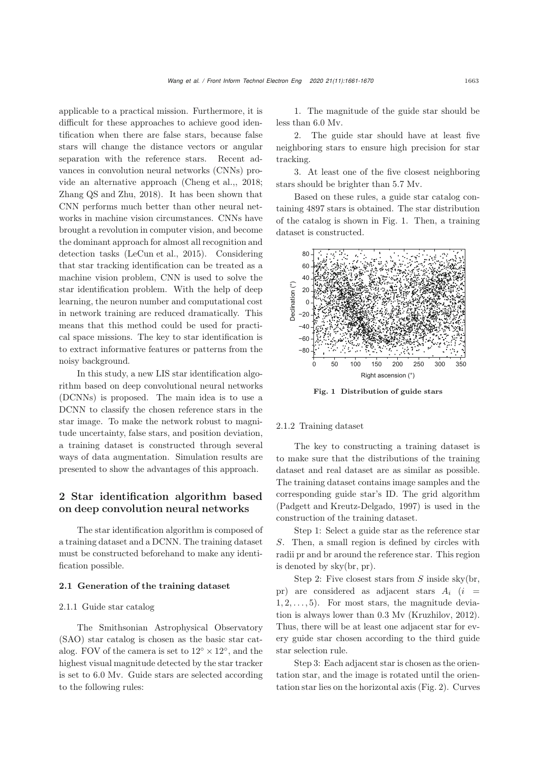applicable to a practical mission. Furthermore, it is difficult for these approaches to achieve good identification when there are false stars, because false stars will change the distance vectors or angular separation with the reference stars. Recent advances in convolution neural networks (CNNs) provide an alternative approach (Cheng et al.,, 2018; Zhang QS and Zhu, 2018). It has been shown that CNN performs much better than other neural networks in machine vision circumstances. CNNs have brought a revolution in computer vision, and become the dominant approach for almost all recognition and detection tasks (LeCun et al., 2015). Considering that star tracking identification can be treated as a machine vision problem, CNN is used to solve the star identification problem. With the help of deep learning, the neuron number and computational cost in network training are reduced dramatically. This means that this method could be used for practical space missions. The key to star identification is to extract informative features or patterns from the noisy background.

In this study, a new LIS star identification algorithm based on deep convolutional neural networks (DCNNs) is proposed. The main idea is to use a DCNN to classify the chosen reference stars in the star image. To make the network robust to magnitude uncertainty, false stars, and position deviation, a training dataset is constructed through several ways of data augmentation. Simulation results are presented to show the advantages of this approach.

## 2 Star identification algorithm based on deep convolution neural networks

The star identification algorithm is composed of a training dataset and a DCNN. The training dataset must be constructed beforehand to make any identification possible.

### 2.1 Generation of the training dataset

#### 2.1.1 Guide star catalog

The Smithsonian Astrophysical Observatory (SAO) star catalog is chosen as the basic star catalog. FOV of the camera is set to $12^\circ \times 12^\circ$, and the highest visual magnitude detected by the star tracker is set to 6.0 Mv. Guide stars are selected according to the following rules:

1. The magnitude of the guide star should be less than 6.0 Mv.

2. The guide star should have at least five neighboring stars to ensure high precision for star tracking.

3. At least one of the five closest neighboring stars should be brighter than 5.7 Mv.

Based on these rules, a guide star catalog containing 4897 stars is obtained. The star distribution of the catalog is shown in Fig. 1. Then, a training dataset is constructed.

**Fig. 1 Distribution of guide stars**

#### 2.1.2 Training dataset

The key to constructing a training dataset is to make sure that the distributions of the training dataset and real dataset are as similar as possible. The training dataset contains image samples and the corresponding guide star's ID. The grid algorithm (Padgett and Kreutz-Delgado, 1997) is used in the construction of the training dataset.

Step 1: Select a guide star as the reference star $S$. Then, a small region is defined by circles with radii pr and br around the reference star. This region is denoted by sky(br, pr).

Step 2: Five closest stars from $S$ inside sky(br, pr) are considered as adjacent stars $A_i$ ($i = 1, 2, \ldots, 5$). For most stars, the magnitude deviation is always lower than 0.3 Mv (Kruzhilov, 2012). Thus, there will be at least one adjacent star for every guide star chosen according to the third guide star selection rule.

Step 3: Each adjacent star is chosen as the orientation star, and the image is rotated until the orientation star lies on the horizontal axis (Fig. 2). Curves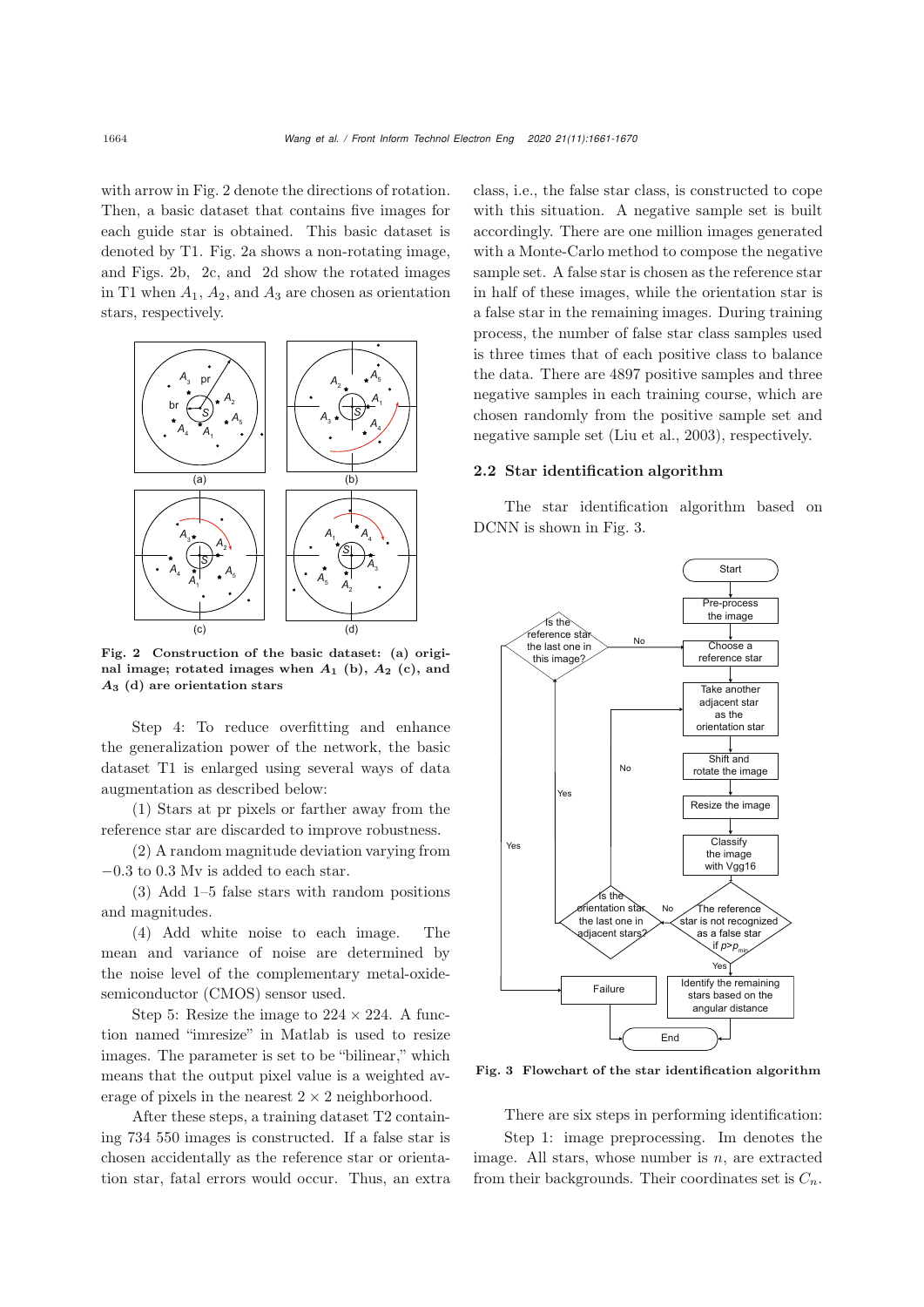with arrow in Fig. 2 denote the directions of rotation. Then, a basic dataset that contains five images for each guide star is obtained. This basic dataset is denoted by T1. Fig. 2a shows a non-rotating image, and Figs. 2b, 2c, and 2d show the rotated images in T1 when $A_1$, $A_2$, and $A_3$ are chosen as orientation stars, respectively.

**Fig. 2 Construction of the basic dataset: (a) original image; rotated images when $A_1$ (b), $A_2$ (c), and $A_3$ (d) are orientation stars**

Step 4: To reduce overfitting and enhance the generalization power of the network, the basic dataset T1 is enlarged using several ways of data augmentation as described below:

(1) Stars at pr pixels or farther away from the reference star are discarded to improve robustness.

(2) A random magnitude deviation varying from −0.3 to 0.3 Mv is added to each star.

(3) Add 1–5 false stars with random positions and magnitudes.

(4) Add white noise to each image. The mean and variance of noise are determined by the noise level of the complementary metal-oxide-semiconductor (CMOS) sensor used.

Step 5: Resize the image to $224 \times 224$. A function named "imresize" in Matlab is used to resize images. The parameter is set to be "bilinear," which means that the output pixel value is a weighted average of pixels in the nearest $2 \times 2$ neighborhood.

After these steps, a training dataset T2 containing 734 550 images is constructed. If a false star is chosen accidentally as the reference star or orientation star, fatal errors would occur. Thus, an extra class, i.e., the false star class, is constructed to cope with this situation. A negative sample set is built accordingly. There are one million images generated with a Monte-Carlo method to compose the negative sample set. A false star is chosen as the reference star in half of these images, while the orientation star is a false star in the remaining images. During training process, the number of false star class samples used is three times that of each positive class to balance the data. There are 4897 positive samples and three negative samples in each training course, which are chosen randomly from the positive sample set and negative sample set (Liu et al., 2003), respectively.

### 2.2 Star identification algorithm

The star identification algorithm based on DCNN is shown in Fig. 3.

**Fig. 3 Flowchart of the star identification algorithm**

There are six steps in performing identification:

Step 1: image preprocessing. Im denotes the image. All stars, whose number is $n$, are extracted from their backgrounds. Their coordinates set is $C_n$.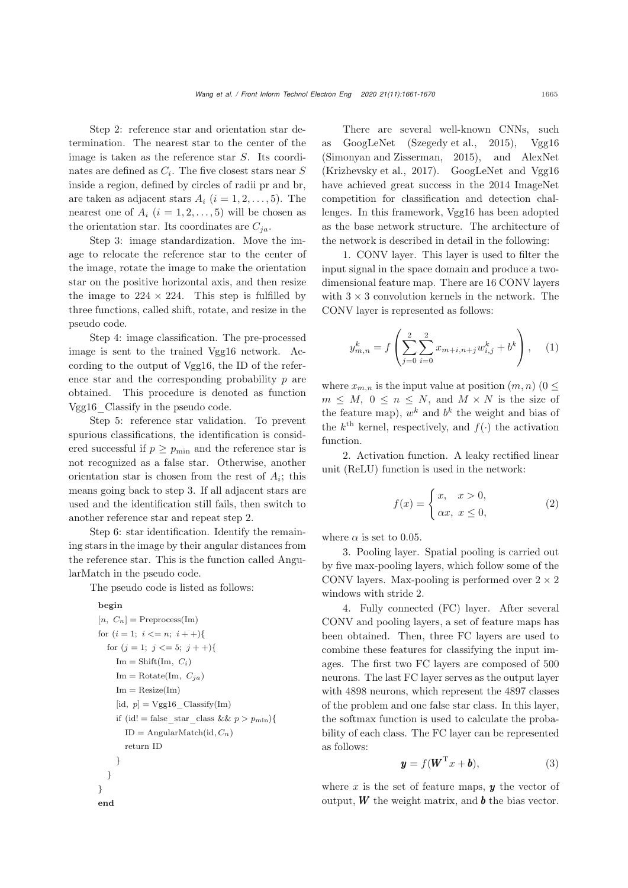Step 2: reference star and orientation star determination. The nearest star to the center of the image is taken as the reference star $S$. Its coordinates are defined as $C_i$. The five closest stars near $S$ inside a region, defined by circles of radii pr and br, are taken as adjacent stars $A_i$ ($i = 1, 2, \ldots, 5$). The nearest one of $A_i$ ($i = 1, 2, \ldots, 5$) will be chosen as the orientation star. Its coordinates are $C_{ja}$.

Step 3: image standardization. Move the image to relocate the reference star to the center of the image, rotate the image to make the orientation star on the positive horizontal axis, and then resize the image to $224 \times 224$. This step is fulfilled by three functions, called shift, rotate, and resize in the pseudo code.

Step 4: image classification. The pre-processed image is sent to the trained Vgg16 network. According to the output of Vgg16, the ID of the reference star and the corresponding probability $p$ are obtained. This procedure is denoted as function Vgg16_Classify in the pseudo code.

Step 5: reference star validation. To prevent spurious classifications, the identification is considered successful if $p \geq p_{\min}$ and the reference star is not recognized as a false star. Otherwise, another orientation star is chosen from the rest of $A_i$; this means going back to step 3. If all adjacent stars are used and the identification still fails, then switch to another reference star and repeat step 2.

Step 6: star identification. Identify the remaining stars in the image by their angular distances from the reference star. This is the function called AngularMatch in the pseudo code.

The pseudo code is listed as follows:

```
begin
[n, C_n] = Preprocess(Im)
for (i = 1; i <= n; i++){
  for (j = 1; j <= 5; j++){
    Im = Shift(Im, C_i)
    Im = Rotate(Im, C_ja)
    Im = Resize(Im)
    [id, p] = Vgg16_Classify(Im)
    if (id! = false_star_class && p > p_min){
      ID = AngularMatch(id, C_n)
      return ID
    }
  }
}
end
```

There are several well-known CNNs, such as GoogLeNet (Szegedy et al., 2015), Vgg16 (Simonyan and Zisserman, 2015), and AlexNet (Krizhevsky et al., 2017). GoogLeNet and Vgg16 have achieved great success in the 2014 ImageNet competition for classification and detection challenges. In this framework, Vgg16 has been adopted as the base network structure. The architecture of the network is described in detail in the following:

1. CONV layer. This layer is used to filter the input signal in the space domain and produce a two-dimensional feature map. There are 16 CONV layers with $3 \times 3$ convolution kernels in the network. The CONV layer is represented as follows:

$$y_{m,n}^{k} = f\left(\sum_{j=0}^{2}\sum_{i=0}^{2} x_{m+i,n+j} w_{i,j}^{k} + b^{k}\right), \quad (1)$$

where $x_{m,n}$ is the input value at position $(m, n)$ ($0 \leq m \leq M$, $0 \leq n \leq N$, and $M \times N$ is the size of the feature map), $w^k$ and $b^k$ the weight and bias of the $k^{\text{th}}$ kernel, respectively, and $f(\cdot)$ the activation function.

2. Activation function. A leaky rectified linear unit (ReLU) function is used in the network:

$$f(x) = \begin{cases} x, & x > 0, \\ \alpha x, & x \leq 0, \end{cases} \quad (2)$$

where $\alpha$ is set to 0.05.

3. Pooling layer. Spatial pooling is carried out by five max-pooling layers, which follow some of the CONV layers. Max-pooling is performed over $2 \times 2$ windows with stride 2.

4. Fully connected (FC) layer. After several CONV and pooling layers, a set of feature maps has been obtained. Then, three FC layers are used to combine these features for classifying the input images. The first two FC layers are composed of 500 neurons. The last FC layer serves as the output layer with 4898 neurons, which represent the 4897 classes of the problem and one false star class. In this layer, the softmax function is used to calculate the probability of each class. The FC layer can be represented as follows:

$$\boldsymbol{y} = f(\boldsymbol{W}^{\mathrm{T}} x + \boldsymbol{b}), \quad (3)$$

where $x$ is the set of feature maps, $\boldsymbol{y}$ the vector of output, $\boldsymbol{W}$ the weight matrix, and $\boldsymbol{b}$ the bias vector.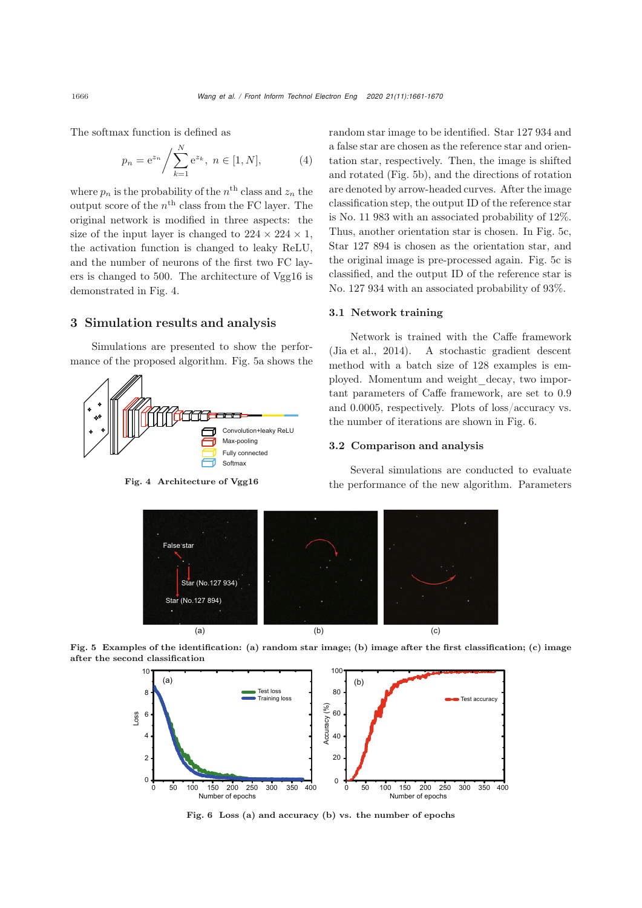The softmax function is defined as

$$p_n = \mathrm{e}^{z_n} \Big/ \sum_{k=1}^{N} \mathrm{e}^{z_k}, \ n \in [1, N], \tag{4}$$

where $p_n$ is the probability of the $n^{\text{th}}$ class and $z_n$ the output score of the $n^{\text{th}}$ class from the FC layer. The original network is modified in three aspects: the size of the input layer is changed to $224 \times 224 \times 1$, the activation function is changed to leaky ReLU, and the number of neurons of the first two FC layers is changed to 500. The architecture of Vgg16 is demonstrated in Fig. 4.

Fig. 4 Architecture of Vgg16

## 3 Simulation results and analysis

Simulations are presented to show the performance of the proposed algorithm. Fig. 5a shows the random star image to be identified. Star 127 934 and a false star are chosen as the reference star and orientation star, respectively. Then, the image is shifted and rotated (Fig. 5b), and the directions of rotation are denoted by arrow-headed curves. After the image classification step, the output ID of the reference star is No. 11 983 with an associated probability of 12%. Thus, another orientation star is chosen. In Fig. 5c, Star 127 894 is chosen as the orientation star, and the original image is pre-processed again. Fig. 5c is classified, and the output ID of the reference star is No. 127 934 with an associated probability of 93%.

### 3.1 Network training

Network is trained with the Caffe framework (Jia et al., 2014). A stochastic gradient descent method with a batch size of 128 examples is employed. Momentum and weight_decay, two important parameters of Caffe framework, are set to 0.9 and 0.0005, respectively. Plots of loss/accuracy vs. the number of iterations are shown in Fig. 6.

### 3.2 Comparison and analysis

Several simulations are conducted to evaluate the performance of the new algorithm. Parameters

Fig. 5 Examples of the identification: (a) random star image; (b) image after the first classification; (c) image after the second classification

Fig. 6 Loss (a) and accuracy (b) vs. the number of epochs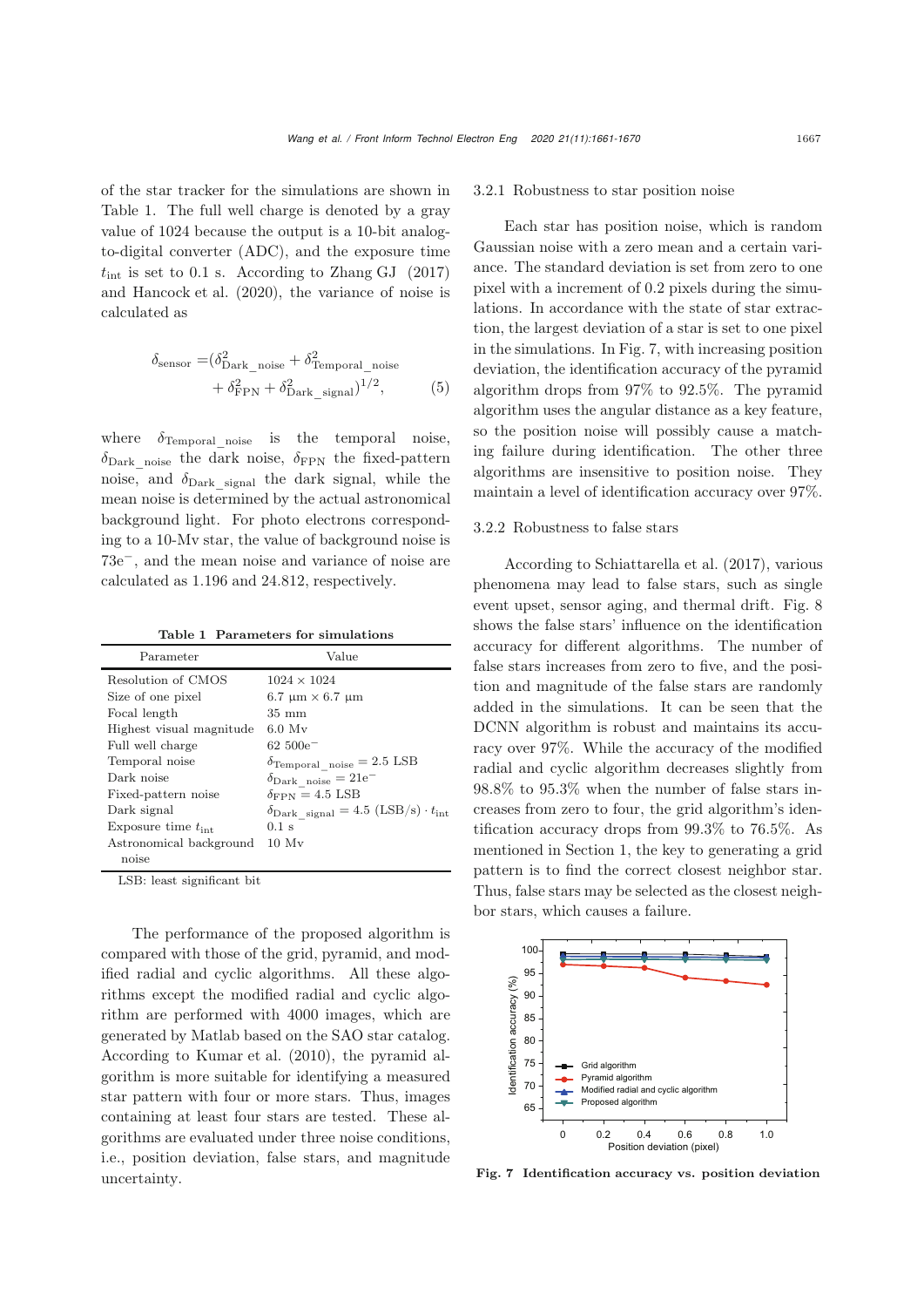of the star tracker for the simulations are shown in Table 1. The full well charge is denoted by a gray value of 1024 because the output is a 10-bit analog-to-digital converter (ADC), and the exposure time $t_{\rm int}$ is set to 0.1 s. According to Zhang GJ (2017) and Hancock et al. (2020), the variance of noise is calculated as

$$\delta_{\rm sensor} = (\delta^2_{\rm Dark\_noise} + \delta^2_{\rm Temporal\_noise} + \delta^2_{\rm FPN} + \delta^2_{\rm Dark\_signal})^{1/2}, \quad (5)$$

where $\delta_{\rm Temporal\_noise}$ is the temporal noise, $\delta_{\rm Dark\_noise}$ the dark noise, $\delta_{\rm FPN}$ the fixed-pattern noise, and $\delta_{\rm Dark\_signal}$ the dark signal, while the mean noise is determined by the actual astronomical background light. For photo electrons corresponding to a 10-Mv star, the value of background noise is $73e^-$, and the mean noise and variance of noise are calculated as 1.196 and 24.812, respectively.

**Table 1 Parameters for simulations**

| Parameter | Value |
|---|---|
| Resolution of CMOS | 1024 × 1024 |
| Size of one pixel | 6.7 μm × 6.7 μm |
| Focal length | 35 mm |
| Highest visual magnitude | 6.0 Mv |
| Full well charge | $62\ 500e^-$ |
| Temporal noise | $\delta_{\rm Temporal\_noise} = 2.5$ LSB |
| Dark noise | $\delta_{\rm Dark\_noise} = 21e^-$ |
| Fixed-pattern noise | $\delta_{\rm FPN} = 4.5$ LSB |
| Dark signal | $\delta_{\rm Dark\_signal} = 4.5\ ({\rm LSB/s}) \cdot t_{\rm int}$ |
| Exposure time $t_{\rm int}$ | 0.1 s |
| Astronomical background noise | 10 Mv |

LSB: least significant bit

The performance of the proposed algorithm is compared with those of the grid, pyramid, and modified radial and cyclic algorithms. All these algorithms except the modified radial and cyclic algorithm are performed with 4000 images, which are generated by Matlab based on the SAO star catalog. According to Kumar et al. (2010), the pyramid algorithm is more suitable for identifying a measured star pattern with four or more stars. Thus, images containing at least four stars are tested. These algorithms are evaluated under three noise conditions, i.e., position deviation, false stars, and magnitude uncertainty.

### 3.2.1 Robustness to star position noise

Each star has position noise, which is random Gaussian noise with a zero mean and a certain variance. The standard deviation is set from zero to one pixel with a increment of 0.2 pixels during the simulations. In accordance with the state of star extraction, the largest deviation of a star is set to one pixel in the simulations. In Fig. 7, with increasing position deviation, the identification accuracy of the pyramid algorithm drops from 97% to 92.5%. The pyramid algorithm uses the angular distance as a key feature, so the position noise will possibly cause a matching failure during identification. The other three algorithms are insensitive to position noise. They maintain a level of identification accuracy over 97%.

### 3.2.2 Robustness to false stars

According to Schiattarella et al. (2017), various phenomena may lead to false stars, such as single event upset, sensor aging, and thermal drift. Fig. 8 shows the false stars' influence on the identification accuracy for different algorithms. The number of false stars increases from zero to five, and the position and magnitude of the false stars are randomly added in the simulations. It can be seen that the DCNN algorithm is robust and maintains its accuracy over 97%. While the accuracy of the modified radial and cyclic algorithm decreases slightly from 98.8% to 95.3% when the number of false stars increases from zero to four, the grid algorithm's identification accuracy drops from 99.3% to 76.5%. As mentioned in Section 1, the key to generating a grid pattern is to find the correct closest neighbor star. Thus, false stars may be selected as the closest neighbor stars, which causes a failure.

**Fig. 7 Identification accuracy vs. position deviation**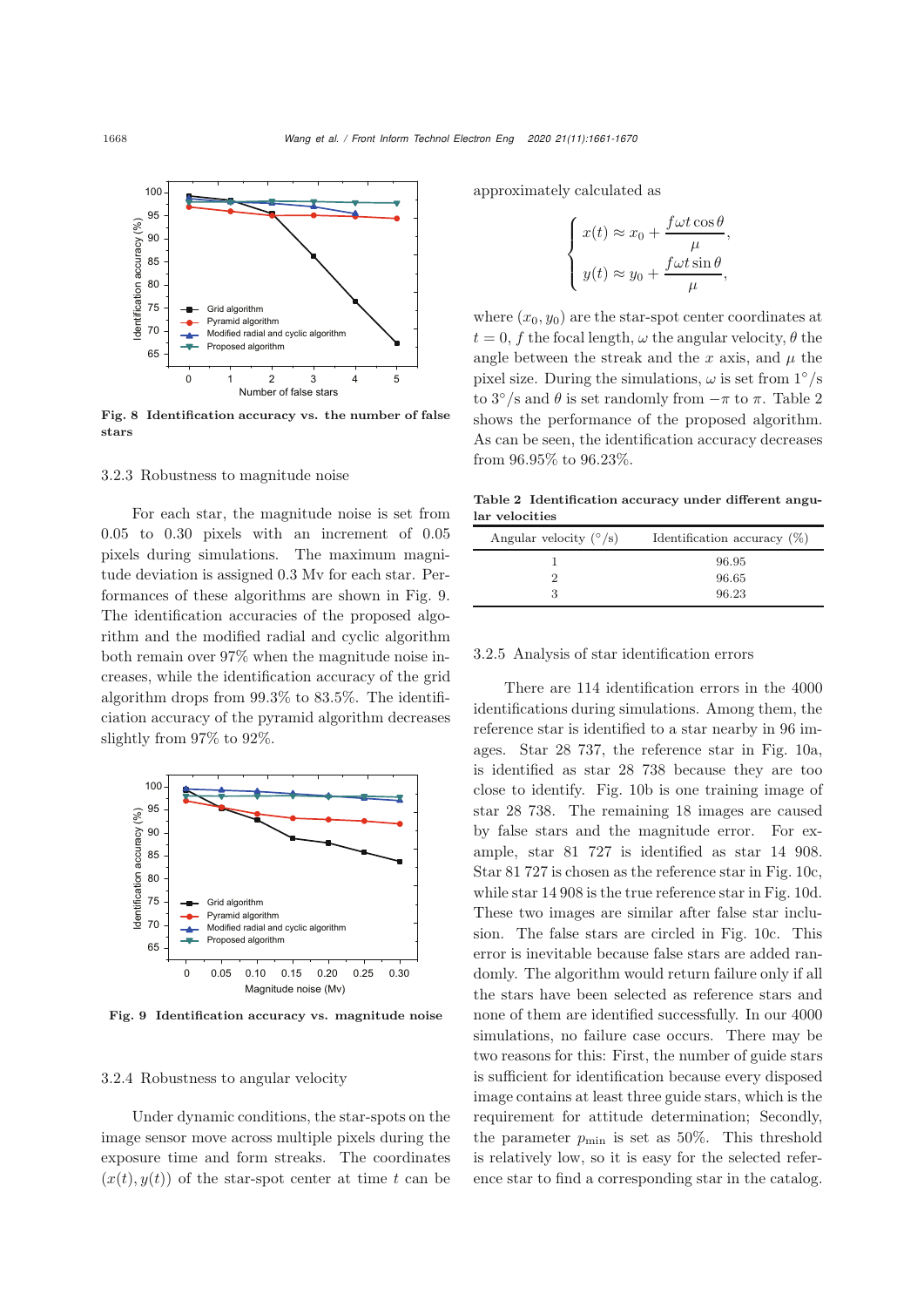Fig. 8 Identification accuracy vs. the number of false stars

### 3.2.3 Robustness to magnitude noise

For each star, the magnitude noise is set from 0.05 to 0.30 pixels with an increment of 0.05 pixels during simulations. The maximum magnitude deviation is assigned 0.3 Mv for each star. Performances of these algorithms are shown in Fig. 9. The identification accuracies of the proposed algorithm and the modified radial and cyclic algorithm both remain over 97% when the magnitude noise increases, while the identification accuracy of the grid algorithm drops from 99.3% to 83.5%. The identificiation accuracy of the pyramid algorithm decreases slightly from 97% to 92%.

Fig. 9 Identification accuracy vs. magnitude noise

### 3.2.4 Robustness to angular velocity

Under dynamic conditions, the star-spots on the image sensor move across multiple pixels during the exposure time and form streaks. The coordinates $(x(t), y(t))$ of the star-spot center at time $t$ can be approximately calculated as

$$\begin{cases} x(t) \approx x_0 + \dfrac{f\omega t\cos\theta}{\mu}, \\ y(t) \approx y_0 + \dfrac{f\omega t\sin\theta}{\mu}, \end{cases}$$

where $(x_0, y_0)$ are the star-spot center coordinates at $t = 0$, $f$ the focal length, $\omega$ the angular velocity, $\theta$ the angle between the streak and the $x$ axis, and $\mu$ the pixel size. During the simulations, $\omega$ is set from $1^\circ$/s to $3^\circ$/s and $\theta$ is set randomly from $-\pi$ to $\pi$. Table 2 shows the performance of the proposed algorithm. As can be seen, the identification accuracy decreases from 96.95% to 96.23%.

**Table 2 Identification accuracy under different angular velocities**

| Angular velocity ($^\circ$/s) | Identification accuracy (%) |
|---|---|
| 1 | 96.95 |
| 2 | 96.65 |
| 3 | 96.23 |

### 3.2.5 Analysis of star identification errors

There are 114 identification errors in the 4000 identifications during simulations. Among them, the reference star is identified to a star nearby in 96 images. Star 28 737, the reference star in Fig. 10a, is identified as star 28 738 because they are too close to identify. Fig. 10b is one training image of star 28 738. The remaining 18 images are caused by false stars and the magnitude error. For example, star 81 727 is identified as star 14 908. Star 81 727 is chosen as the reference star in Fig. 10c, while star 14 908 is the true reference star in Fig. 10d. These two images are similar after false star inclusion. The false stars are circled in Fig. 10c. This error is inevitable because false stars are added randomly. The algorithm would return failure only if all the stars have been selected as reference stars and none of them are identified successfully. In our 4000 simulations, no failure case occurs. There may be two reasons for this: First, the number of guide stars is sufficient for identification because every disposed image contains at least three guide stars, which is the requirement for attitude determination; Secondly, the parameter $p_{\min}$ is set as 50%. This threshold is relatively low, so it is easy for the selected reference star to find a corresponding star in the catalog.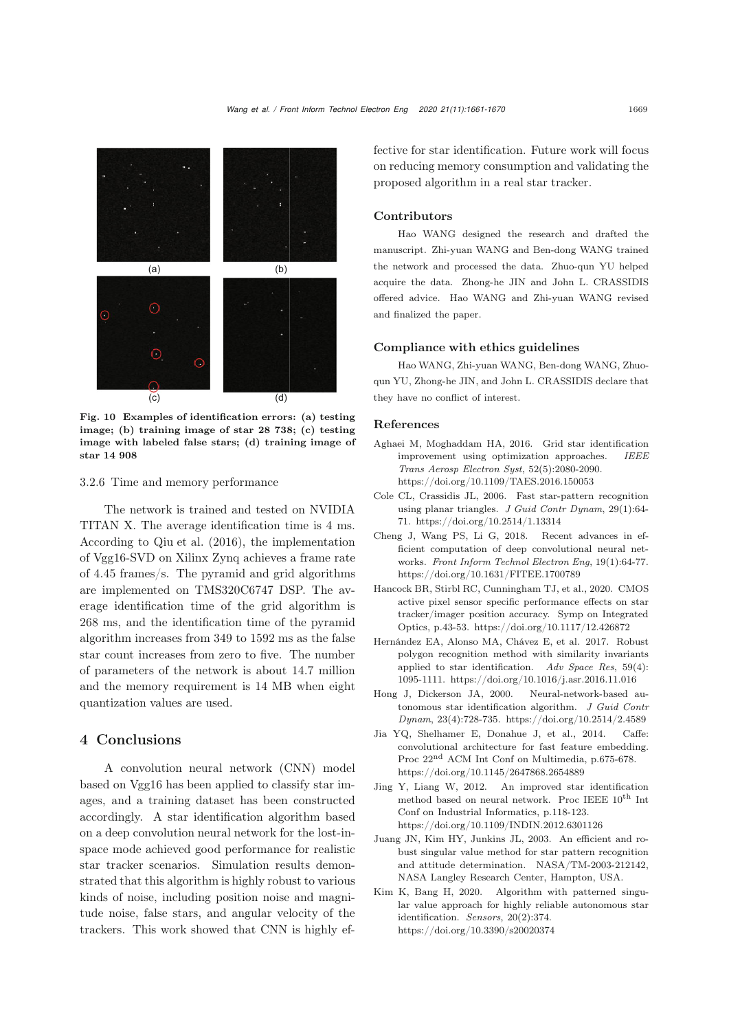(a) (b) (c) (d)

**Fig. 10 Examples of identification errors: (a) testing image; (b) training image of star 28 738; (c) testing image with labeled false stars; (d) training image of star 14 908**

#### 3.2.6 Time and memory performance

The network is trained and tested on NVIDIA TITAN X. The average identification time is 4 ms. According to Qiu et al. (2016), the implementation of Vgg16-SVD on Xilinx Zynq achieves a frame rate of 4.45 frames/s. The pyramid and grid algorithms are implemented on TMS320C6747 DSP. The average identification time of the grid algorithm is 268 ms, and the identification time of the pyramid algorithm increases from 349 to 1592 ms as the false star count increases from zero to five. The number of parameters of the network is about 14.7 million and the memory requirement is 14 MB when eight quantization values are used.

## 4 Conclusions

A convolution neural network (CNN) model based on Vgg16 has been applied to classify star images, and a training dataset has been constructed accordingly. A star identification algorithm based on a deep convolution neural network for the lost-in-space mode achieved good performance for realistic star tracker scenarios. Simulation results demonstrated that this algorithm is highly robust to various kinds of noise, including position noise and magnitude noise, false stars, and angular velocity of the trackers. This work showed that CNN is highly effective for star identification. Future work will focus on reducing memory consumption and validating the proposed algorithm in a real star tracker.

## Contributors

Hao WANG designed the research and drafted the manuscript. Zhi-yuan WANG and Ben-dong WANG trained the network and processed the data. Zhuo-qun YU helped acquire the data. Zhong-he JIN and John L. CRASSIDIS offered advice. Hao WANG and Zhi-yuan WANG revised and finalized the paper.

## Compliance with ethics guidelines

Hao WANG, Zhi-yuan WANG, Ben-dong WANG, Zhuo-qun YU, Zhong-he JIN, and John L. CRASSIDIS declare that they have no conflict of interest.

## References

Aghaei M, Moghaddam HA, 2016. Grid star identification improvement using optimization approaches. *IEEE Trans Aerosp Electron Syst*, 52(5):2080-2090. https://doi.org/10.1109/TAES.2016.150053

Cole CL, Crassidis JL, 2006. Fast star-pattern recognition using planar triangles. *J Guid Contr Dynam*, 29(1):64-71. https://doi.org/10.2514/1.13314

Cheng J, Wang PS, Li G, 2018. Recent advances in efficient computation of deep convolutional neural networks. *Front Inform Technol Electron Eng*, 19(1):64-77. https://doi.org/10.1631/FITEE.1700789

Hancock BR, Stirbl RC, Cunningham TJ, et al., 2020. CMOS active pixel sensor specific performance effects on star tracker/imager position accuracy. Symp on Integrated Optics, p.43-53. https://doi.org/10.1117/12.426872

Hernández EA, Alonso MA, Chávez E, et al. 2017. Robust polygon recognition method with similarity invariants applied to star identification. *Adv Space Res*, 59(4):1095-1111. https://doi.org/10.1016/j.asr.2016.11.016

Hong J, Dickerson JA, 2000. Neural-network-based autonomous star identification algorithm. *J Guid Contr Dynam*, 23(4):728-735. https://doi.org/10.2514/2.4589

Jia YQ, Shelhamer E, Donahue J, et al., 2014. Caffe: convolutional architecture for fast feature embedding. Proc 22nd ACM Int Conf on Multimedia, p.675-678. https://doi.org/10.1145/2647868.2654889

Jing Y, Liang W, 2012. An improved star identification method based on neural network. Proc IEEE 10th Int Conf on Industrial Informatics, p.118-123. https://doi.org/10.1109/INDIN.2012.6301126

Juang JN, Kim HY, Junkins JL, 2003. An efficient and robust singular value method for star pattern recognition and attitude determination. NASA/TM-2003-212142, NASA Langley Research Center, Hampton, USA.

Kim K, Bang H, 2020. Algorithm with patterned singular value approach for highly reliable autonomous star identification. *Sensors*, 20(2):374. https://doi.org/10.3390/s20020374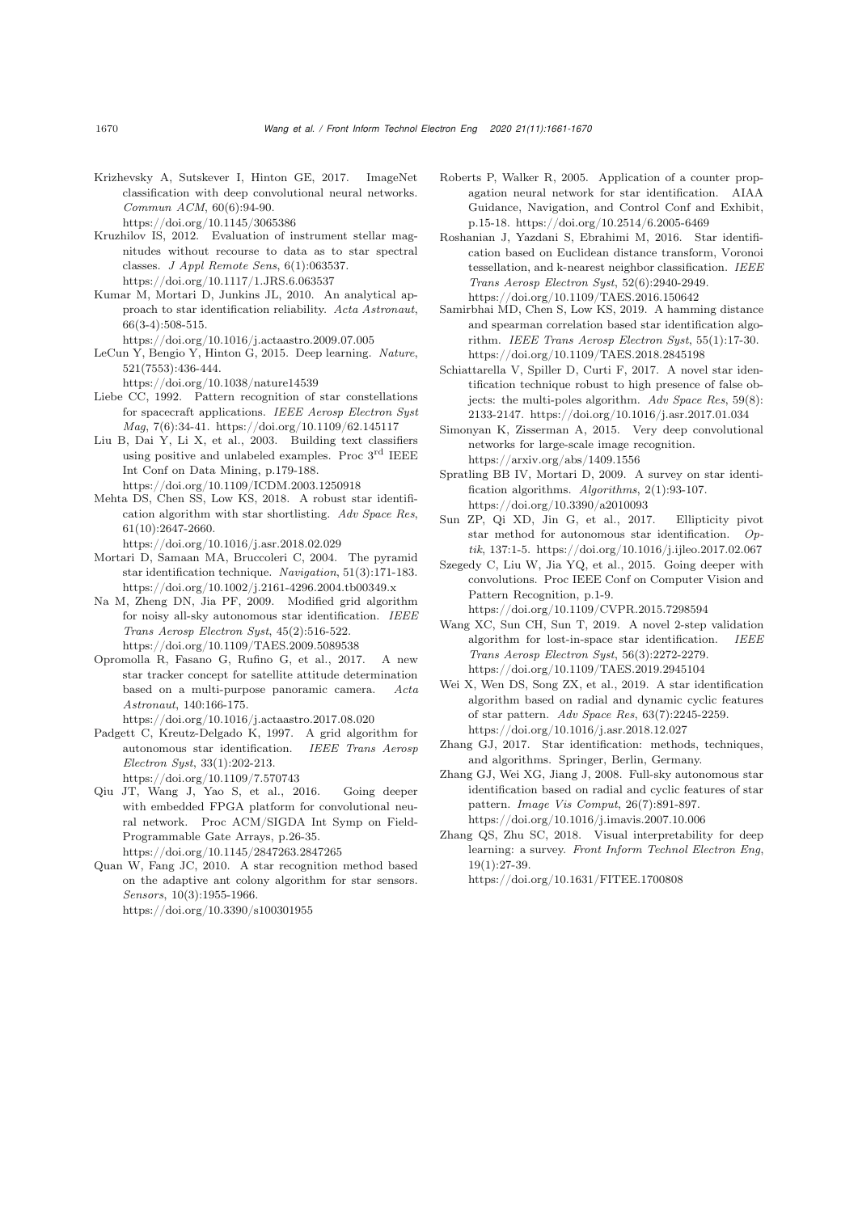Krizhevsky A, Sutskever I, Hinton GE, 2017. ImageNet classification with deep convolutional neural networks. *Commun ACM*, 60(6):94-90. https://doi.org/10.1145/3065386

Kruzhilov IS, 2012. Evaluation of instrument stellar magnitudes without recourse to data as to star spectral classes. *J Appl Remote Sens*, 6(1):063537. https://doi.org/10.1117/1.JRS.6.063537

Kumar M, Mortari D, Junkins JL, 2010. An analytical approach to star identification reliability. *Acta Astronaut*, 66(3-4):508-515. https://doi.org/10.1016/j.actaastro.2009.07.005

LeCun Y, Bengio Y, Hinton G, 2015. Deep learning. *Nature*, 521(7553):436-444. https://doi.org/10.1038/nature14539

Liebe CC, 1992. Pattern recognition of star constellations for spacecraft applications. *IEEE Aerosp Electron Syst Mag*, 7(6):34-41. https://doi.org/10.1109/62.145117

Liu B, Dai Y, Li X, et al., 2003. Building text classifiers using positive and unlabeled examples. Proc 3rd IEEE Int Conf on Data Mining, p.179-188. https://doi.org/10.1109/ICDM.2003.1250918

Mehta DS, Chen SS, Low KS, 2018. A robust star identification algorithm with star shortlisting. *Adv Space Res*, 61(10):2647-2660. https://doi.org/10.1016/j.asr.2018.02.029

Mortari D, Samaan MA, Bruccoleri C, 2004. The pyramid star identification technique. *Navigation*, 51(3):171-183. https://doi.org/10.1002/j.2161-4296.2004.tb00349.x

Na M, Zheng DN, Jia PF, 2009. Modified grid algorithm for noisy all-sky autonomous star identification. *IEEE Trans Aerosp Electron Syst*, 45(2):516-522. https://doi.org/10.1109/TAES.2009.5089538

Opromolla R, Fasano G, Rufino G, et al., 2017. A new star tracker concept for satellite attitude determination based on a multi-purpose panoramic camera. *Acta Astronaut*, 140:166-175. https://doi.org/10.1016/j.actaastro.2017.08.020

Padgett C, Kreutz-Delgado K, 1997. A grid algorithm for autonomous star identification. *IEEE Trans Aerosp Electron Syst*, 33(1):202-213. https://doi.org/10.1109/7.570743

Qiu JT, Wang J, Yao S, et al., 2016. Going deeper with embedded FPGA platform for convolutional neural network. Proc ACM/SIGDA Int Symp on Field-Programmable Gate Arrays, p.26-35. https://doi.org/10.1145/2847263.2847265

Quan W, Fang JC, 2010. A star recognition method based on the adaptive ant colony algorithm for star sensors. *Sensors*, 10(3):1955-1966. https://doi.org/10.3390/s100301955

Roberts P, Walker R, 2005. Application of a counter propagation neural network for star identification. AIAA Guidance, Navigation, and Control Conf and Exhibit, p.15-18. https://doi.org/10.2514/6.2005-6469

Roshanian J, Yazdani S, Ebrahimi M, 2016. Star identification based on Euclidean distance transform, Voronoi tessellation, and k-nearest neighbor classification. *IEEE Trans Aerosp Electron Syst*, 52(6):2940-2949. https://doi.org/10.1109/TAES.2016.150642

Samirbhai MD, Chen S, Low KS, 2019. A hamming distance and spearman correlation based star identification algorithm. *IEEE Trans Aerosp Electron Syst*, 55(1):17-30. https://doi.org/10.1109/TAES.2018.2845198

Schiattarella V, Spiller D, Curti F, 2017. A novel star identification technique robust to high presence of false objects: the multi-poles algorithm. *Adv Space Res*, 59(8):2133-2147. https://doi.org/10.1016/j.asr.2017.01.034

Simonyan K, Zisserman A, 2015. Very deep convolutional networks for large-scale image recognition. https://arxiv.org/abs/1409.1556

Spratling BB IV, Mortari D, 2009. A survey on star identification algorithms. *Algorithms*, 2(1):93-107. https://doi.org/10.3390/a2010093

Sun ZP, Qi XD, Jin G, et al., 2017. Ellipticity pivot star method for autonomous star identification. *Optik*, 137:1-5. https://doi.org/10.1016/j.ijleo.2017.02.067

Szegedy C, Liu W, Jia YQ, et al., 2015. Going deeper with convolutions. Proc IEEE Conf on Computer Vision and Pattern Recognition, p.1-9. https://doi.org/10.1109/CVPR.2015.7298594

Wang XC, Sun CH, Sun T, 2019. A novel 2-step validation algorithm for lost-in-space star identification. *IEEE Trans Aerosp Electron Syst*, 56(3):2272-2279. https://doi.org/10.1109/TAES.2019.2945104

Wei X, Wen DS, Song ZX, et al., 2019. A star identification algorithm based on radial and dynamic cyclic features of star pattern. *Adv Space Res*, 63(7):2245-2259. https://doi.org/10.1016/j.asr.2018.12.027

Zhang GJ, 2017. Star identification: methods, techniques, and algorithms. Springer, Berlin, Germany.

Zhang GJ, Wei XG, Jiang J, 2008. Full-sky autonomous star identification based on radial and cyclic features of star pattern. *Image Vis Comput*, 26(7):891-897. https://doi.org/10.1016/j.imavis.2007.10.006

Zhang QS, Zhu SC, 2018. Visual interpretability for deep learning: a survey. *Front Inform Technol Electron Eng*, 19(1):27-39. https://doi.org/10.1631/FITEE.1700808